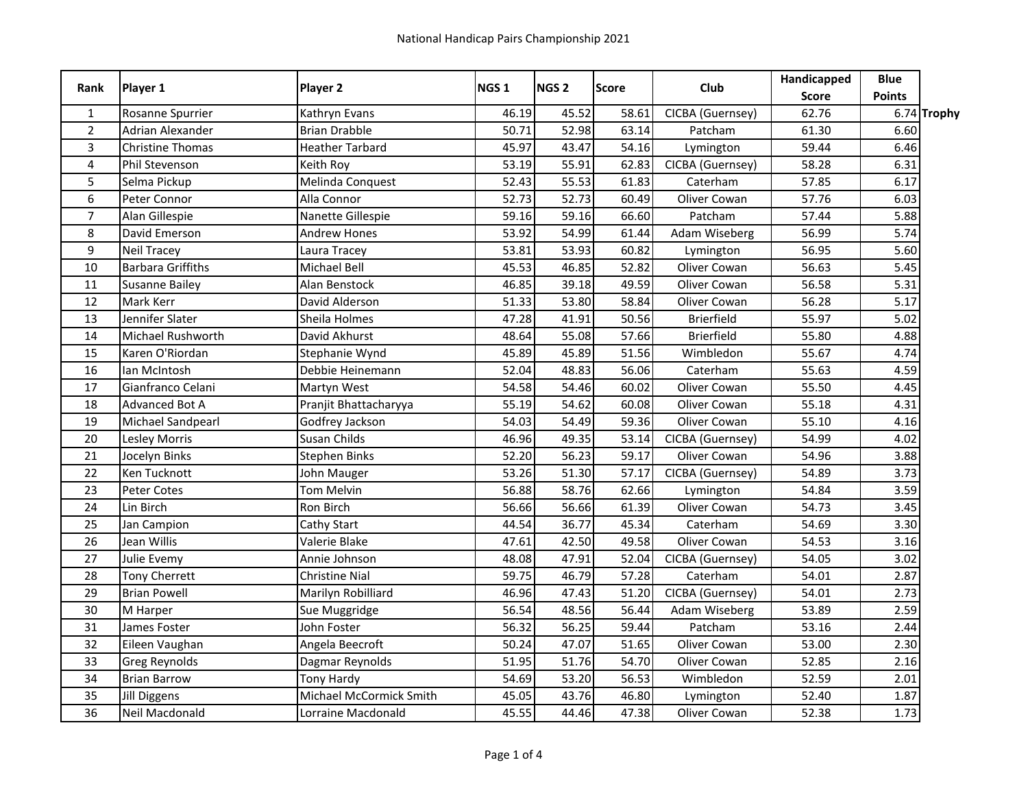# National Handicap Pairs Championship 2021

| Rank | Player 1 | Player 2 | NGS 1 | NGS 2 | Score | Club | Handicapped Score | Blue Points | |
|---|---|---|---|---|---|---|---|---|---|
| 1 | Rosanne Spurrier | Kathryn Evans | 46.19 | 45.52 | 58.61 | CICBA (Guernsey) | 62.76 | 6.74 | **Trophy** |
| 2 | Adrian Alexander | Brian Drabble | 50.71 | 52.98 | 63.14 | Patcham | 61.30 | 6.60 | |
| 3 | Christine Thomas | Heather Tarbard | 45.97 | 43.47 | 54.16 | Lymington | 59.44 | 6.46 | |
| 4 | Phil Stevenson | Keith Roy | 53.19 | 55.91 | 62.83 | CICBA (Guernsey) | 58.28 | 6.31 | |
| 5 | Selma Pickup | Melinda Conquest | 52.43 | 55.53 | 61.83 | Caterham | 57.85 | 6.17 | |
| 6 | Peter Connor | Alla Connor | 52.73 | 52.73 | 60.49 | Oliver Cowan | 57.76 | 6.03 | |
| 7 | Alan Gillespie | Nanette Gillespie | 59.16 | 59.16 | 66.60 | Patcham | 57.44 | 5.88 | |
| 8 | David Emerson | Andrew Hones | 53.92 | 54.99 | 61.44 | Adam Wiseberg | 56.99 | 5.74 | |
| 9 | Neil Tracey | Laura Tracey | 53.81 | 53.93 | 60.82 | Lymington | 56.95 | 5.60 | |
| 10 | Barbara Griffiths | Michael Bell | 45.53 | 46.85 | 52.82 | Oliver Cowan | 56.63 | 5.45 | |
| 11 | Susanne Bailey | Alan Benstock | 46.85 | 39.18 | 49.59 | Oliver Cowan | 56.58 | 5.31 | |
| 12 | Mark Kerr | David Alderson | 51.33 | 53.80 | 58.84 | Oliver Cowan | 56.28 | 5.17 | |
| 13 | Jennifer Slater | Sheila Holmes | 47.28 | 41.91 | 50.56 | Brierfield | 55.97 | 5.02 | |
| 14 | Michael Rushworth | David Akhurst | 48.64 | 55.08 | 57.66 | Brierfield | 55.80 | 4.88 | |
| 15 | Karen O'Riordan | Stephanie Wynd | 45.89 | 45.89 | 51.56 | Wimbledon | 55.67 | 4.74 | |
| 16 | Ian McIntosh | Debbie Heinemann | 52.04 | 48.83 | 56.06 | Caterham | 55.63 | 4.59 | |
| 17 | Gianfranco Celani | Martyn West | 54.58 | 54.46 | 60.02 | Oliver Cowan | 55.50 | 4.45 | |
| 18 | Advanced Bot A | Pranjit Bhattacharyya | 55.19 | 54.62 | 60.08 | Oliver Cowan | 55.18 | 4.31 | |
| 19 | Michael Sandpearl | Godfrey Jackson | 54.03 | 54.49 | 59.36 | Oliver Cowan | 55.10 | 4.16 | |
| 20 | Lesley Morris | Susan Childs | 46.96 | 49.35 | 53.14 | CICBA (Guernsey) | 54.99 | 4.02 | |
| 21 | Jocelyn Binks | Stephen Binks | 52.20 | 56.23 | 59.17 | Oliver Cowan | 54.96 | 3.88 | |
| 22 | Ken Tucknott | John Mauger | 53.26 | 51.30 | 57.17 | CICBA (Guernsey) | 54.89 | 3.73 | |
| 23 | Peter Cotes | Tom Melvin | 56.88 | 58.76 | 62.66 | Lymington | 54.84 | 3.59 | |
| 24 | Lin Birch | Ron Birch | 56.66 | 56.66 | 61.39 | Oliver Cowan | 54.73 | 3.45 | |
| 25 | Jan Campion | Cathy Start | 44.54 | 36.77 | 45.34 | Caterham | 54.69 | 3.30 | |
| 26 | Jean Willis | Valerie Blake | 47.61 | 42.50 | 49.58 | Oliver Cowan | 54.53 | 3.16 | |
| 27 | Julie Evemy | Annie Johnson | 48.08 | 47.91 | 52.04 | CICBA (Guernsey) | 54.05 | 3.02 | |
| 28 | Tony Cherrett | Christine Nial | 59.75 | 46.79 | 57.28 | Caterham | 54.01 | 2.87 | |
| 29 | Brian Powell | Marilyn Robilliard | 46.96 | 47.43 | 51.20 | CICBA (Guernsey) | 54.01 | 2.73 | |
| 30 | M Harper | Sue Muggridge | 56.54 | 48.56 | 56.44 | Adam Wiseberg | 53.89 | 2.59 | |
| 31 | James Foster | John Foster | 56.32 | 56.25 | 59.44 | Patcham | 53.16 | 2.44 | |
| 32 | Eileen Vaughan | Angela Beecroft | 50.24 | 47.07 | 51.65 | Oliver Cowan | 53.00 | 2.30 | |
| 33 | Greg Reynolds | Dagmar Reynolds | 51.95 | 51.76 | 54.70 | Oliver Cowan | 52.85 | 2.16 | |
| 34 | Brian Barrow | Tony Hardy | 54.69 | 53.20 | 56.53 | Wimbledon | 52.59 | 2.01 | |
| 35 | Jill Diggens | Michael McCormick Smith | 45.05 | 43.76 | 46.80 | Lymington | 52.40 | 1.87 | |
| 36 | Neil Macdonald | Lorraine Macdonald | 45.55 | 44.46 | 47.38 | Oliver Cowan | 52.38 | 1.73 | |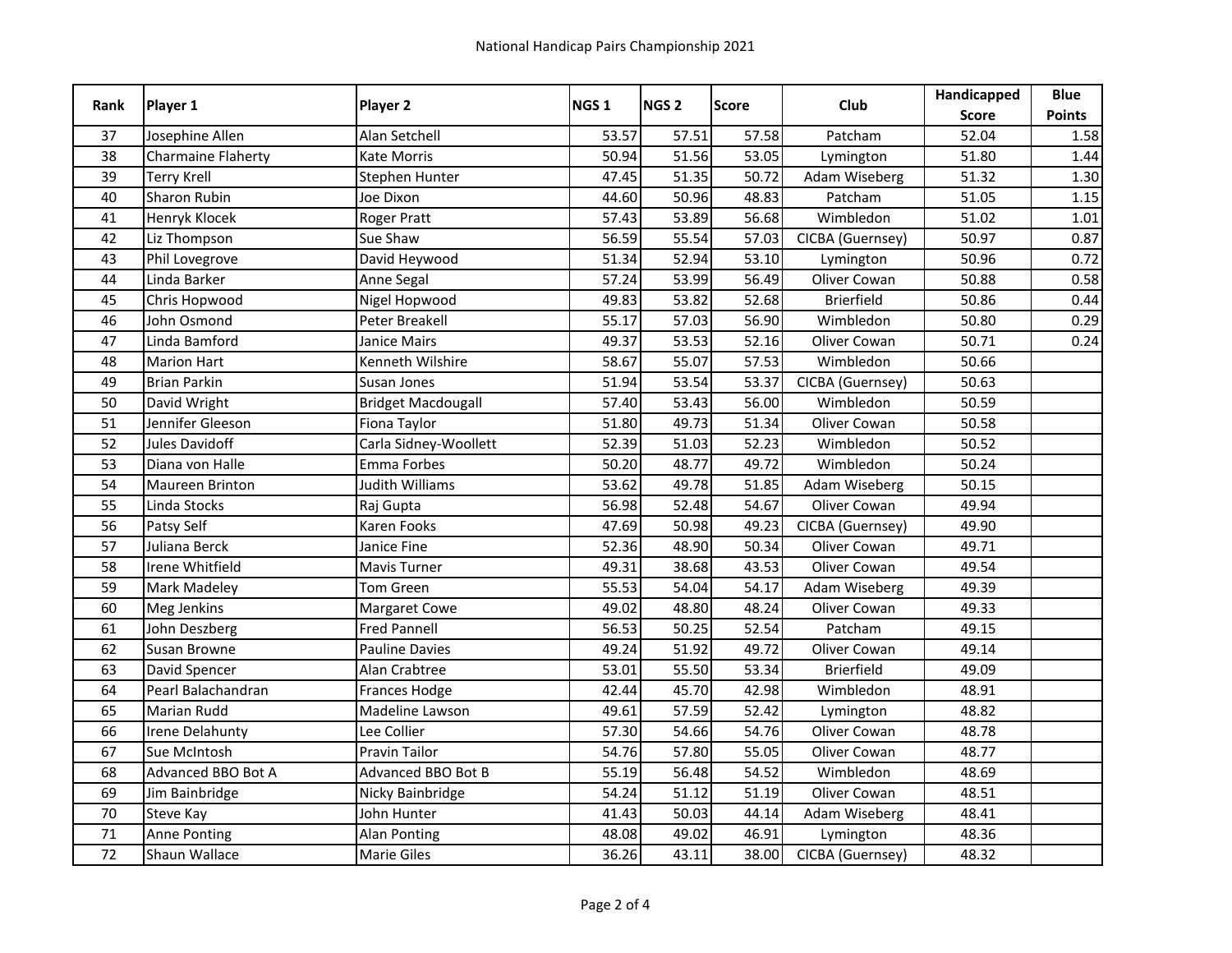National Handicap Pairs Championship 2021

| Rank | Player 1 | Player 2 | NGS 1 | NGS 2 | Score | Club | Handicapped Score | Blue Points |
|---|---|---|---|---|---|---|---|---|
| 37 | Josephine Allen | Alan Setchell | 53.57 | 57.51 | 57.58 | Patcham | 52.04 | 1.58 |
| 38 | Charmaine Flaherty | Kate Morris | 50.94 | 51.56 | 53.05 | Lymington | 51.80 | 1.44 |
| 39 | Terry Krell | Stephen Hunter | 47.45 | 51.35 | 50.72 | Adam Wiseberg | 51.32 | 1.30 |
| 40 | Sharon Rubin | Joe Dixon | 44.60 | 50.96 | 48.83 | Patcham | 51.05 | 1.15 |
| 41 | Henryk Klocek | Roger Pratt | 57.43 | 53.89 | 56.68 | Wimbledon | 51.02 | 1.01 |
| 42 | Liz Thompson | Sue Shaw | 56.59 | 55.54 | 57.03 | CICBA (Guernsey) | 50.97 | 0.87 |
| 43 | Phil Lovegrove | David Heywood | 51.34 | 52.94 | 53.10 | Lymington | 50.96 | 0.72 |
| 44 | Linda Barker | Anne Segal | 57.24 | 53.99 | 56.49 | Oliver Cowan | 50.88 | 0.58 |
| 45 | Chris Hopwood | Nigel Hopwood | 49.83 | 53.82 | 52.68 | Brierfield | 50.86 | 0.44 |
| 46 | John Osmond | Peter Breakell | 55.17 | 57.03 | 56.90 | Wimbledon | 50.80 | 0.29 |
| 47 | Linda Bamford | Janice Mairs | 49.37 | 53.53 | 52.16 | Oliver Cowan | 50.71 | 0.24 |
| 48 | Marion Hart | Kenneth Wilshire | 58.67 | 55.07 | 57.53 | Wimbledon | 50.66 | |
| 49 | Brian Parkin | Susan Jones | 51.94 | 53.54 | 53.37 | CICBA (Guernsey) | 50.63 | |
| 50 | David Wright | Bridget Macdougall | 57.40 | 53.43 | 56.00 | Wimbledon | 50.59 | |
| 51 | Jennifer Gleeson | Fiona Taylor | 51.80 | 49.73 | 51.34 | Oliver Cowan | 50.58 | |
| 52 | Jules Davidoff | Carla Sidney-Woollett | 52.39 | 51.03 | 52.23 | Wimbledon | 50.52 | |
| 53 | Diana von Halle | Emma Forbes | 50.20 | 48.77 | 49.72 | Wimbledon | 50.24 | |
| 54 | Maureen Brinton | Judith Williams | 53.62 | 49.78 | 51.85 | Adam Wiseberg | 50.15 | |
| 55 | Linda Stocks | Raj Gupta | 56.98 | 52.48 | 54.67 | Oliver Cowan | 49.94 | |
| 56 | Patsy Self | Karen Fooks | 47.69 | 50.98 | 49.23 | CICBA (Guernsey) | 49.90 | |
| 57 | Juliana Berck | Janice Fine | 52.36 | 48.90 | 50.34 | Oliver Cowan | 49.71 | |
| 58 | Irene Whitfield | Mavis Turner | 49.31 | 38.68 | 43.53 | Oliver Cowan | 49.54 | |
| 59 | Mark Madeley | Tom Green | 55.53 | 54.04 | 54.17 | Adam Wiseberg | 49.39 | |
| 60 | Meg Jenkins | Margaret Cowe | 49.02 | 48.80 | 48.24 | Oliver Cowan | 49.33 | |
| 61 | John Deszberg | Fred Pannell | 56.53 | 50.25 | 52.54 | Patcham | 49.15 | |
| 62 | Susan Browne | Pauline Davies | 49.24 | 51.92 | 49.72 | Oliver Cowan | 49.14 | |
| 63 | David Spencer | Alan Crabtree | 53.01 | 55.50 | 53.34 | Brierfield | 49.09 | |
| 64 | Pearl Balachandran | Frances Hodge | 42.44 | 45.70 | 42.98 | Wimbledon | 48.91 | |
| 65 | Marian Rudd | Madeline Lawson | 49.61 | 57.59 | 52.42 | Lymington | 48.82 | |
| 66 | Irene Delahunty | Lee Collier | 57.30 | 54.66 | 54.76 | Oliver Cowan | 48.78 | |
| 67 | Sue McIntosh | Pravin Tailor | 54.76 | 57.80 | 55.05 | Oliver Cowan | 48.77 | |
| 68 | Advanced BBO Bot A | Advanced BBO Bot B | 55.19 | 56.48 | 54.52 | Wimbledon | 48.69 | |
| 69 | Jim Bainbridge | Nicky Bainbridge | 54.24 | 51.12 | 51.19 | Oliver Cowan | 48.51 | |
| 70 | Steve Kay | John Hunter | 41.43 | 50.03 | 44.14 | Adam Wiseberg | 48.41 | |
| 71 | Anne Ponting | Alan Ponting | 48.08 | 49.02 | 46.91 | Lymington | 48.36 | |
| 72 | Shaun Wallace | Marie Giles | 36.26 | 43.11 | 38.00 | CICBA (Guernsey) | 48.32 | |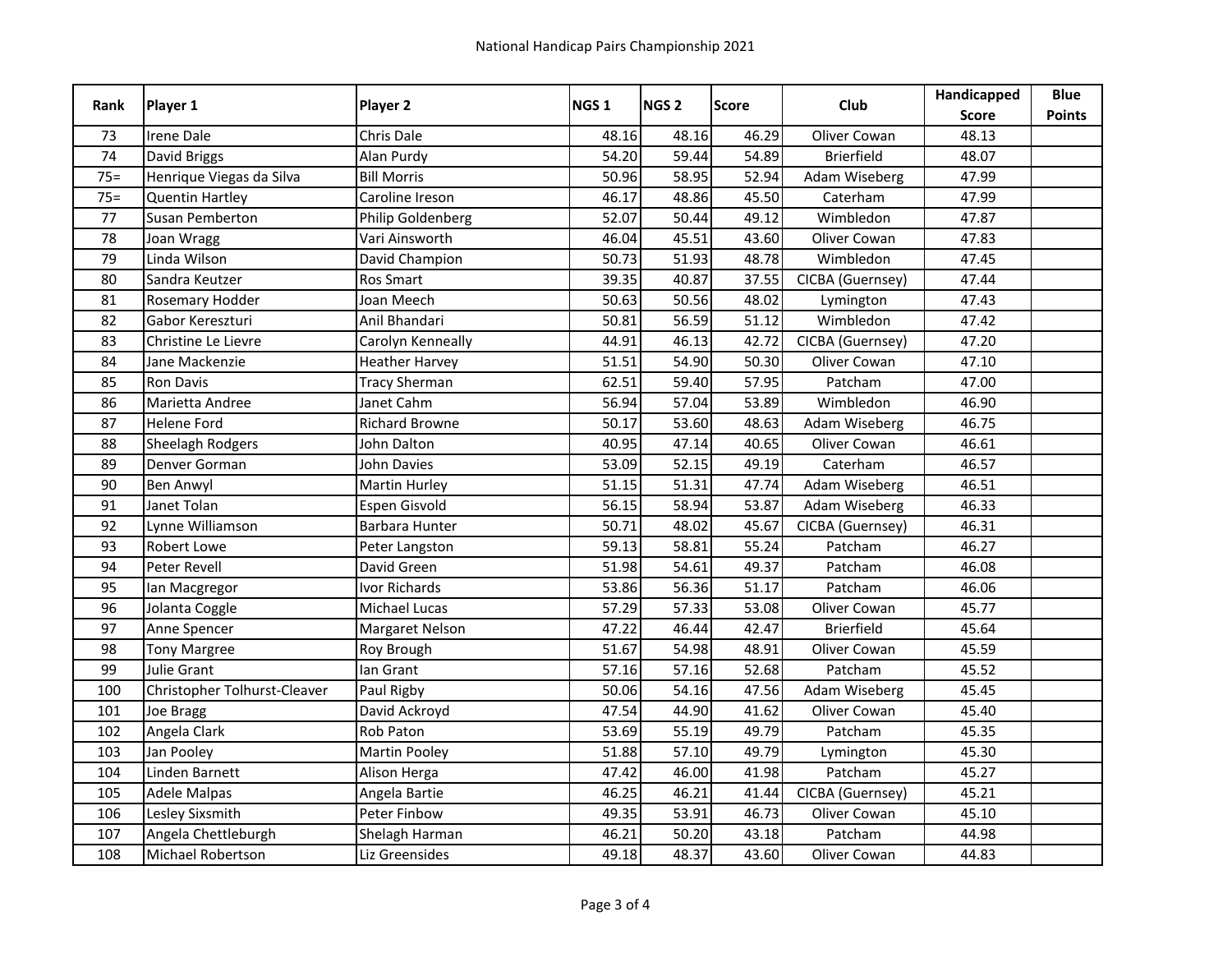# National Handicap Pairs Championship 2021

| Rank | Player 1 | Player 2 | NGS 1 | NGS 2 | Score | Club | Handicapped Score | Blue Points |
|---|---|---|---|---|---|---|---|---|
| 73 | Irene Dale | Chris Dale | 48.16 | 48.16 | 46.29 | Oliver Cowan | 48.13 | |
| 74 | David Briggs | Alan Purdy | 54.20 | 59.44 | 54.89 | Brierfield | 48.07 | |
| 75= | Henrique Viegas da Silva | Bill Morris | 50.96 | 58.95 | 52.94 | Adam Wiseberg | 47.99 | |
| 75= | Quentin Hartley | Caroline Ireson | 46.17 | 48.86 | 45.50 | Caterham | 47.99 | |
| 77 | Susan Pemberton | Philip Goldenberg | 52.07 | 50.44 | 49.12 | Wimbledon | 47.87 | |
| 78 | Joan Wragg | Vari Ainsworth | 46.04 | 45.51 | 43.60 | Oliver Cowan | 47.83 | |
| 79 | Linda Wilson | David Champion | 50.73 | 51.93 | 48.78 | Wimbledon | 47.45 | |
| 80 | Sandra Keutzer | Ros Smart | 39.35 | 40.87 | 37.55 | CICBA (Guernsey) | 47.44 | |
| 81 | Rosemary Hodder | Joan Meech | 50.63 | 50.56 | 48.02 | Lymington | 47.43 | |
| 82 | Gabor Kereszturi | Anil Bhandari | 50.81 | 56.59 | 51.12 | Wimbledon | 47.42 | |
| 83 | Christine Le Lievre | Carolyn Kenneally | 44.91 | 46.13 | 42.72 | CICBA (Guernsey) | 47.20 | |
| 84 | Jane Mackenzie | Heather Harvey | 51.51 | 54.90 | 50.30 | Oliver Cowan | 47.10 | |
| 85 | Ron Davis | Tracy Sherman | 62.51 | 59.40 | 57.95 | Patcham | 47.00 | |
| 86 | Marietta Andree | Janet Cahm | 56.94 | 57.04 | 53.89 | Wimbledon | 46.90 | |
| 87 | Helene Ford | Richard Browne | 50.17 | 53.60 | 48.63 | Adam Wiseberg | 46.75 | |
| 88 | Sheelagh Rodgers | John Dalton | 40.95 | 47.14 | 40.65 | Oliver Cowan | 46.61 | |
| 89 | Denver Gorman | John Davies | 53.09 | 52.15 | 49.19 | Caterham | 46.57 | |
| 90 | Ben Anwyl | Martin Hurley | 51.15 | 51.31 | 47.74 | Adam Wiseberg | 46.51 | |
| 91 | Janet Tolan | Espen Gisvold | 56.15 | 58.94 | 53.87 | Adam Wiseberg | 46.33 | |
| 92 | Lynne Williamson | Barbara Hunter | 50.71 | 48.02 | 45.67 | CICBA (Guernsey) | 46.31 | |
| 93 | Robert Lowe | Peter Langston | 59.13 | 58.81 | 55.24 | Patcham | 46.27 | |
| 94 | Peter Revell | David Green | 51.98 | 54.61 | 49.37 | Patcham | 46.08 | |
| 95 | Ian Macgregor | Ivor Richards | 53.86 | 56.36 | 51.17 | Patcham | 46.06 | |
| 96 | Jolanta Coggle | Michael Lucas | 57.29 | 57.33 | 53.08 | Oliver Cowan | 45.77 | |
| 97 | Anne Spencer | Margaret Nelson | 47.22 | 46.44 | 42.47 | Brierfield | 45.64 | |
| 98 | Tony Margree | Roy Brough | 51.67 | 54.98 | 48.91 | Oliver Cowan | 45.59 | |
| 99 | Julie Grant | Ian Grant | 57.16 | 57.16 | 52.68 | Patcham | 45.52 | |
| 100 | Christopher Tolhurst-Cleaver | Paul Rigby | 50.06 | 54.16 | 47.56 | Adam Wiseberg | 45.45 | |
| 101 | Joe Bragg | David Ackroyd | 47.54 | 44.90 | 41.62 | Oliver Cowan | 45.40 | |
| 102 | Angela Clark | Rob Paton | 53.69 | 55.19 | 49.79 | Patcham | 45.35 | |
| 103 | Jan Pooley | Martin Pooley | 51.88 | 57.10 | 49.79 | Lymington | 45.30 | |
| 104 | Linden Barnett | Alison Herga | 47.42 | 46.00 | 41.98 | Patcham | 45.27 | |
| 105 | Adele Malpas | Angela Bartie | 46.25 | 46.21 | 41.44 | CICBA (Guernsey) | 45.21 | |
| 106 | Lesley Sixsmith | Peter Finbow | 49.35 | 53.91 | 46.73 | Oliver Cowan | 45.10 | |
| 107 | Angela Chettleburgh | Shelagh Harman | 46.21 | 50.20 | 43.18 | Patcham | 44.98 | |
| 108 | Michael Robertson | Liz Greensides | 49.18 | 48.37 | 43.60 | Oliver Cowan | 44.83 | |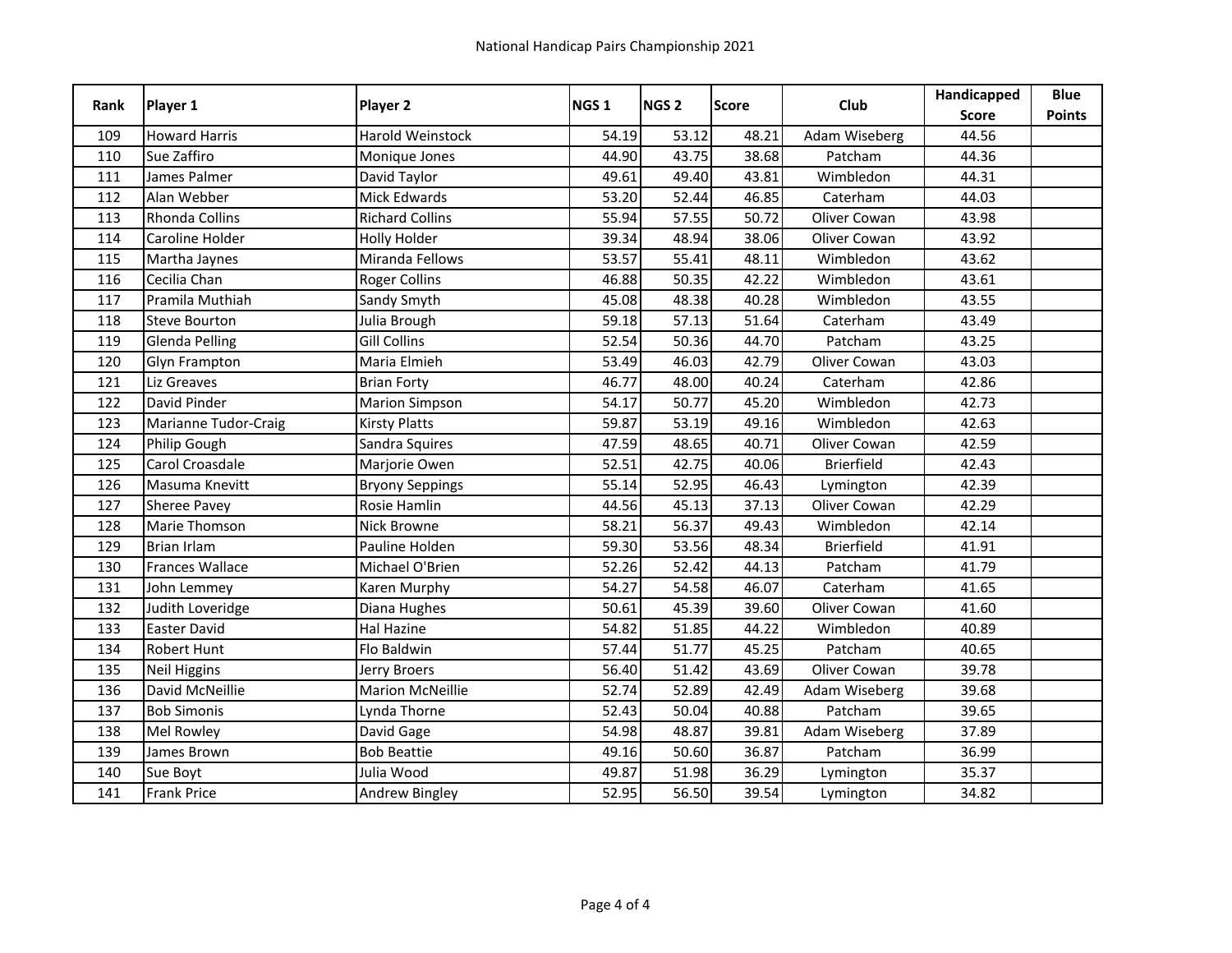National Handicap Pairs Championship 2021

| Rank | Player 1 | Player 2 | NGS 1 | NGS 2 | Score | Club | Handicapped Score | Blue Points |
|---|---|---|---|---|---|---|---|---|
| 109 | Howard Harris | Harold Weinstock | 54.19 | 53.12 | 48.21 | Adam Wiseberg | 44.56 | |
| 110 | Sue Zaffiro | Monique Jones | 44.90 | 43.75 | 38.68 | Patcham | 44.36 | |
| 111 | James Palmer | David Taylor | 49.61 | 49.40 | 43.81 | Wimbledon | 44.31 | |
| 112 | Alan Webber | Mick Edwards | 53.20 | 52.44 | 46.85 | Caterham | 44.03 | |
| 113 | Rhonda Collins | Richard Collins | 55.94 | 57.55 | 50.72 | Oliver Cowan | 43.98 | |
| 114 | Caroline Holder | Holly Holder | 39.34 | 48.94 | 38.06 | Oliver Cowan | 43.92 | |
| 115 | Martha Jaynes | Miranda Fellows | 53.57 | 55.41 | 48.11 | Wimbledon | 43.62 | |
| 116 | Cecilia Chan | Roger Collins | 46.88 | 50.35 | 42.22 | Wimbledon | 43.61 | |
| 117 | Pramila Muthiah | Sandy Smyth | 45.08 | 48.38 | 40.28 | Wimbledon | 43.55 | |
| 118 | Steve Bourton | Julia Brough | 59.18 | 57.13 | 51.64 | Caterham | 43.49 | |
| 119 | Glenda Pelling | Gill Collins | 52.54 | 50.36 | 44.70 | Patcham | 43.25 | |
| 120 | Glyn Frampton | Maria Elmieh | 53.49 | 46.03 | 42.79 | Oliver Cowan | 43.03 | |
| 121 | Liz Greaves | Brian Forty | 46.77 | 48.00 | 40.24 | Caterham | 42.86 | |
| 122 | David Pinder | Marion Simpson | 54.17 | 50.77 | 45.20 | Wimbledon | 42.73 | |
| 123 | Marianne Tudor-Craig | Kirsty Platts | 59.87 | 53.19 | 49.16 | Wimbledon | 42.63 | |
| 124 | Philip Gough | Sandra Squires | 47.59 | 48.65 | 40.71 | Oliver Cowan | 42.59 | |
| 125 | Carol Croasdale | Marjorie Owen | 52.51 | 42.75 | 40.06 | Brierfield | 42.43 | |
| 126 | Masuma Knevitt | Bryony Seppings | 55.14 | 52.95 | 46.43 | Lymington | 42.39 | |
| 127 | Sheree Pavey | Rosie Hamlin | 44.56 | 45.13 | 37.13 | Oliver Cowan | 42.29 | |
| 128 | Marie Thomson | Nick Browne | 58.21 | 56.37 | 49.43 | Wimbledon | 42.14 | |
| 129 | Brian Irlam | Pauline Holden | 59.30 | 53.56 | 48.34 | Brierfield | 41.91 | |
| 130 | Frances Wallace | Michael O'Brien | 52.26 | 52.42 | 44.13 | Patcham | 41.79 | |
| 131 | John Lemmey | Karen Murphy | 54.27 | 54.58 | 46.07 | Caterham | 41.65 | |
| 132 | Judith Loveridge | Diana Hughes | 50.61 | 45.39 | 39.60 | Oliver Cowan | 41.60 | |
| 133 | Easter David | Hal Hazine | 54.82 | 51.85 | 44.22 | Wimbledon | 40.89 | |
| 134 | Robert Hunt | Flo Baldwin | 57.44 | 51.77 | 45.25 | Patcham | 40.65 | |
| 135 | Neil Higgins | Jerry Broers | 56.40 | 51.42 | 43.69 | Oliver Cowan | 39.78 | |
| 136 | David McNeillie | Marion McNeillie | 52.74 | 52.89 | 42.49 | Adam Wiseberg | 39.68 | |
| 137 | Bob Simonis | Lynda Thorne | 52.43 | 50.04 | 40.88 | Patcham | 39.65 | |
| 138 | Mel Rowley | David Gage | 54.98 | 48.87 | 39.81 | Adam Wiseberg | 37.89 | |
| 139 | James Brown | Bob Beattie | 49.16 | 50.60 | 36.87 | Patcham | 36.99 | |
| 140 | Sue Boyt | Julia Wood | 49.87 | 51.98 | 36.29 | Lymington | 35.37 | |
| 141 | Frank Price | Andrew Bingley | 52.95 | 56.50 | 39.54 | Lymington | 34.82 | |